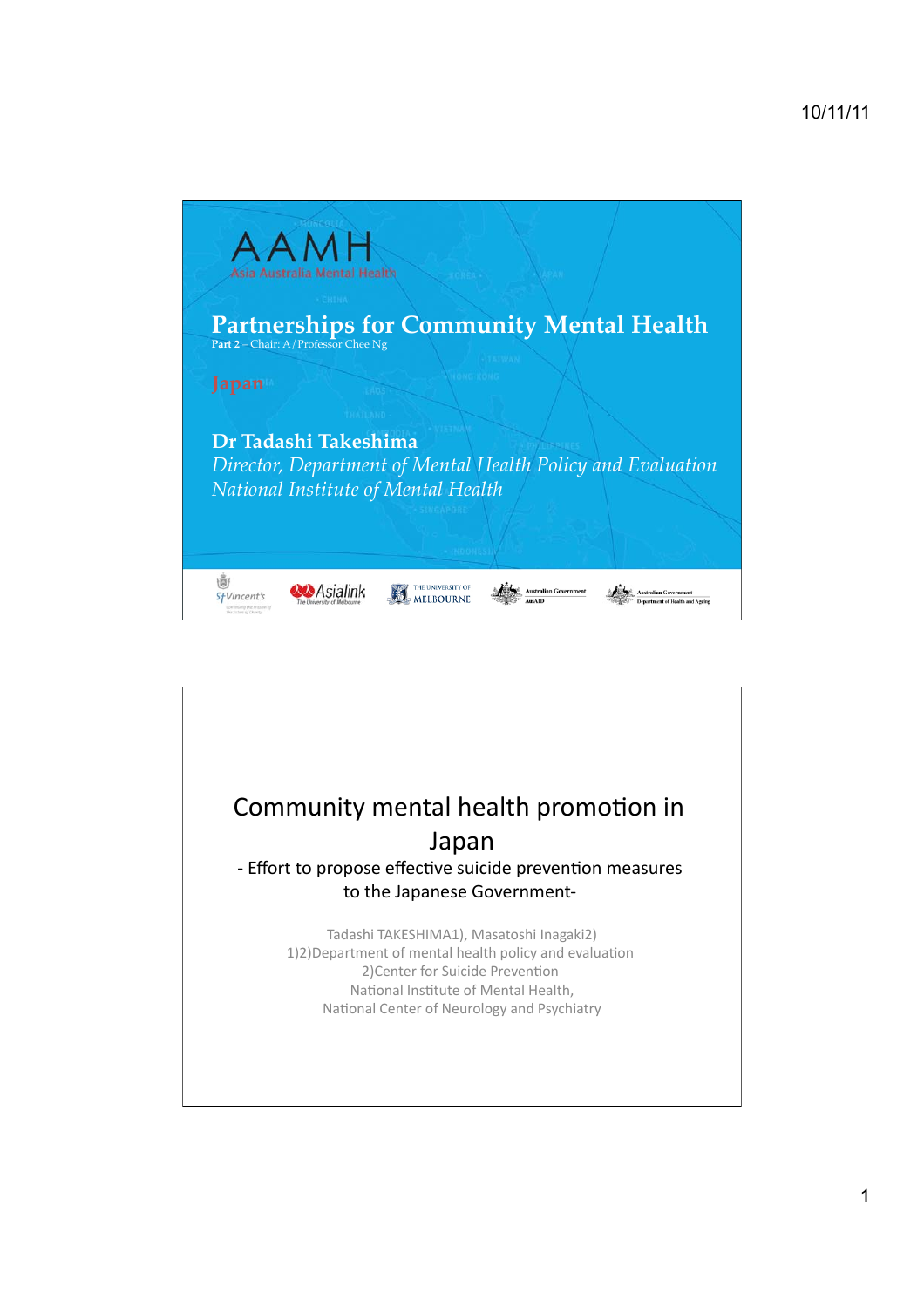# AAMH

Asia Australia Mental Health

## Partnerships for Community Mental Health

**Part 2** – Chair: A/Professor Chee Ng

Japan

**Dr Tadashi Takeshima**

*Director, Department of Mental Health Policy and Evaluation*

*National Institute of Mental Health*

St Vincent's | Asialink The University of Melbourne | The University of Melbourne | Australian Government AusAID | Australian Government Department of Health and Ageing

---

## Community mental health promotion in Japan

- Effort to propose effective suicide prevention measures to the Japanese Government-

Tadashi TAKESHIMA1), Masatoshi Inagaki2)

1)2)Department of mental health policy and evaluation

2)Center for Suicide Prevention

National Institute of Mental Health,

National Center of Neurology and Psychiatry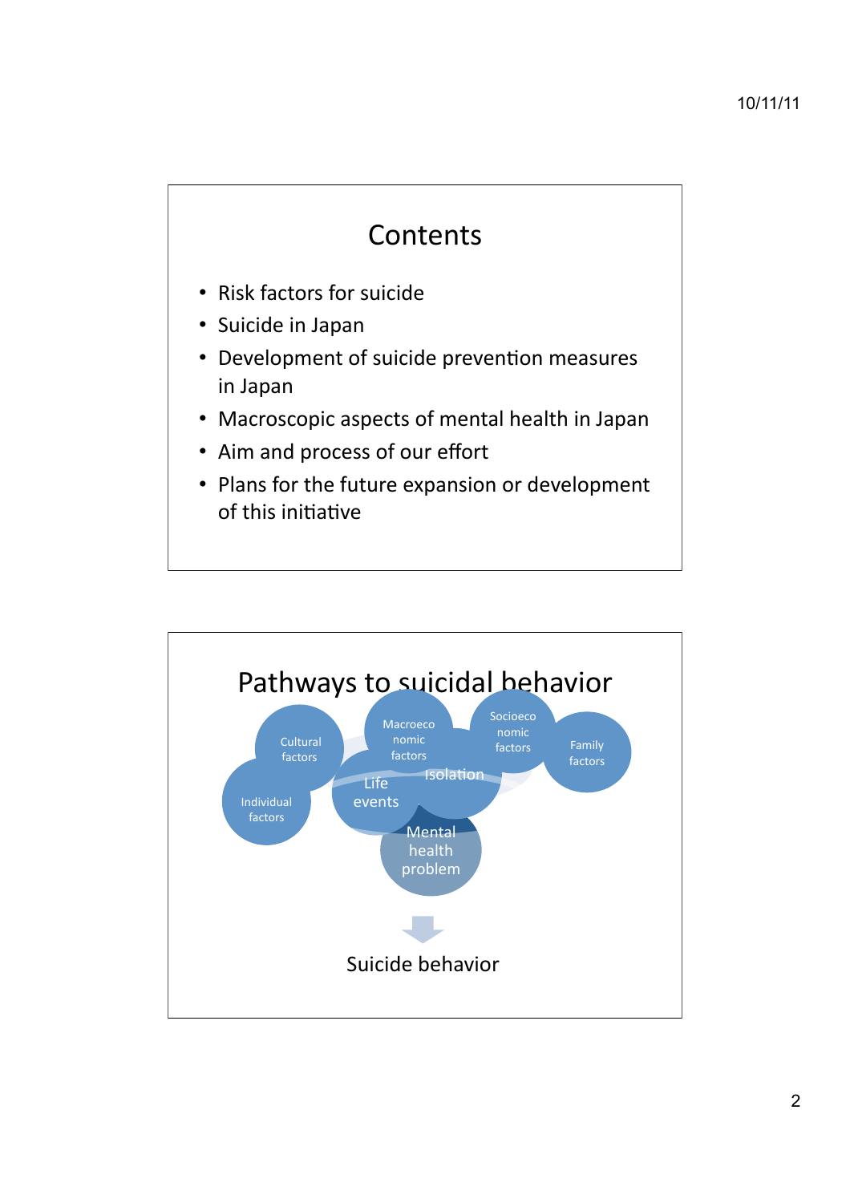## Contents

- Risk factors for suicide
- Suicide in Japan
- Development of suicide prevention measures in Japan
- Macroscopic aspects of mental health in Japan
- Aim and process of our effort
- Plans for the future expansion or development of this initiative

## Pathways to suicidal behavior

Cultural factors

Individual factors

Macroeconomic factors

Socioeconomic factors

Family factors

Life events

Isolation

Mental health problem

Suicide behavior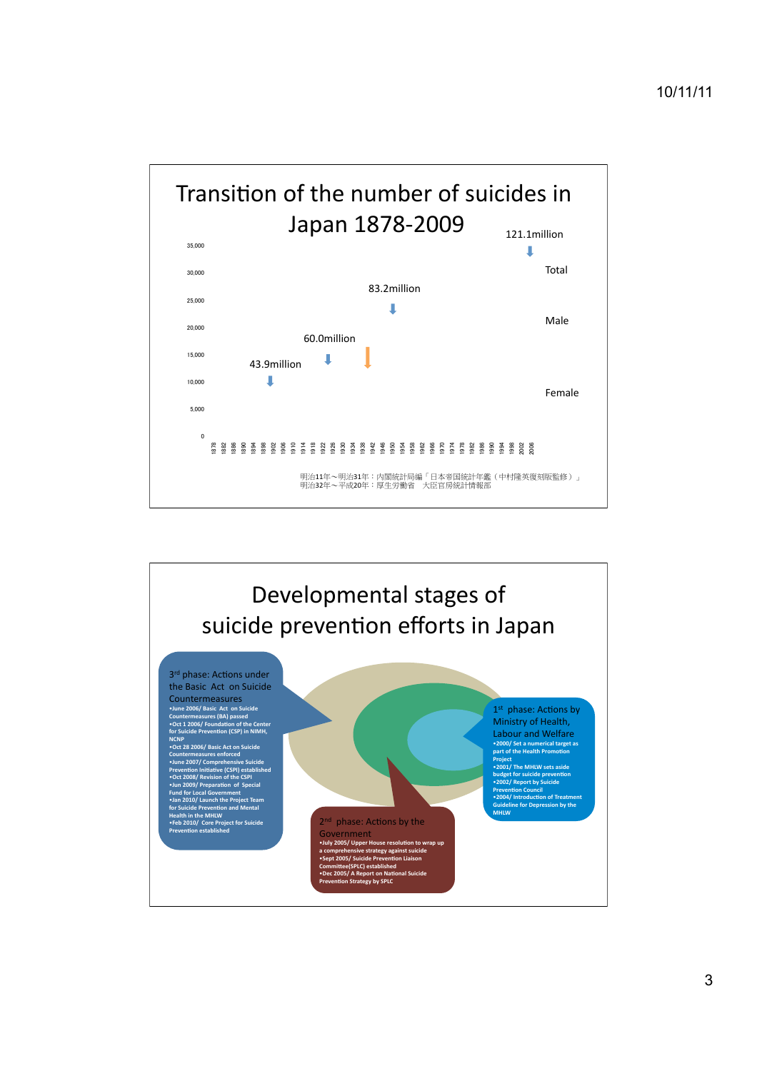# Transition of the number of suicides in Japan 1878-2009

121.1million

Total

83.2million

Male

60.0million

43.9million

Female

35,000
30,000
25,000
20,000
15,000
10,000
5,000
0

1878 1882 1886 1890 1894 1898 1902 1906 1910 1914 1918 1922 1926 1930 1934 1938 1942 1946 1950 1954 1958 1962 1966 1970 1974 1978 1982 1986 1990 1994 1998 2002 2006

明治11年～明治31年：内閣統計局編「日本帝国統計年鑑（中村隆英復刻版監修）」
明治32年～平成20年：厚生労働省　大臣官房統計情報部

# Developmental stages of suicide prevention efforts in Japan

**1st phase: Actions by Ministry of Health, Labour and Welfare**

- 2000/ Set a numerical target as part of the Health Promotion Project
- 2001/ The MHLW sets aside budget for suicide prevention
- 2002/ Report by Suicide Prevention Council
- 2004/ Introduction of Treatment Guideline for Depression by the MHLW

**2nd phase: Actions by the Government**

- July 2005/ Upper House resolution to wrap up a comprehensive strategy against suicide
- Sept 2005/ Suicide Prevention Liaison Committee(SPLC) established
- Dec 2005/ A Report on National Suicide Prevention Strategy by SPLC

**3rd phase: Actions under the Basic Act on Suicide Countermeasures**

- June 2006/ Basic Act on Suicide Countermeasures (BA) passed
- Oct 1 2006/ Foundation of the Center for Suicide Prevention (CSP) in NIMH, NCNP
- Oct 28 2006/ Basic Act on Suicide Countermeasures enforced
- June 2007/ Comprehensive Suicide Prevention Initiative (CSPI) established
- Oct 2008/ Revision of the CSPI
- Jun 2009/ Preparation of Special Fund for Local Government
- Jan 2010/ Launch the Project Team for Suicide Prevention and Mental Health in the MHLW
- Feb 2010/ Core Project for Suicide Prevention established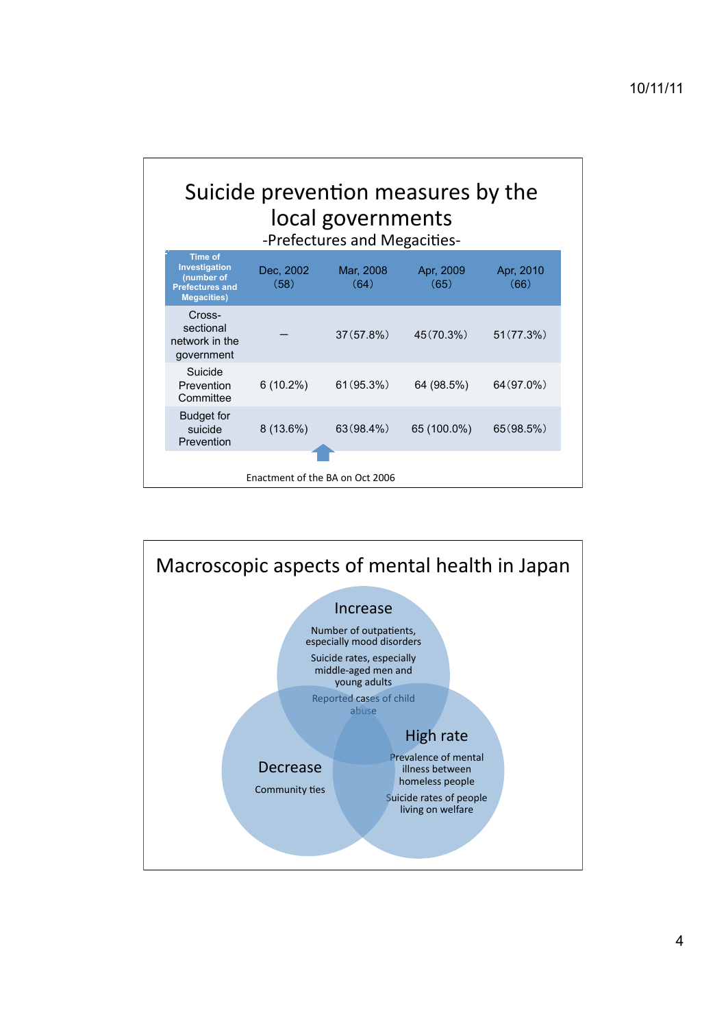## Suicide prevention measures by the local governments

-Prefectures and Megacities-

| Time of Investigation (number of Prefectures and Megacities) | Dec, 2002 (58) | Mar, 2008 (64) | Apr, 2009 (65) | Apr, 2010 (66) |
|---|---|---|---|---|
| Cross-sectional network in the government | — | 37(57.8%) | 45(70.3%) | 51(77.3%) |
| Suicide Prevention Committee | 6 (10.2%) | 61(95.3%) | 64 (98.5%) | 64(97.0%) |
| Budget for suicide Prevention | 8 (13.6%) | 63(98.4%) | 65 (100.0%) | 65(98.5%) |

Enactment of the BA on Oct 2006

## Macroscopic aspects of mental health in Japan

Increase

Number of outpatients, especially mood disorders

Suicide rates, especially middle-aged men and young adults

Reported cases of child abuse

Decrease

Community ties

High rate

Prevalence of mental illness between homeless people

Suicide rates of people living on welfare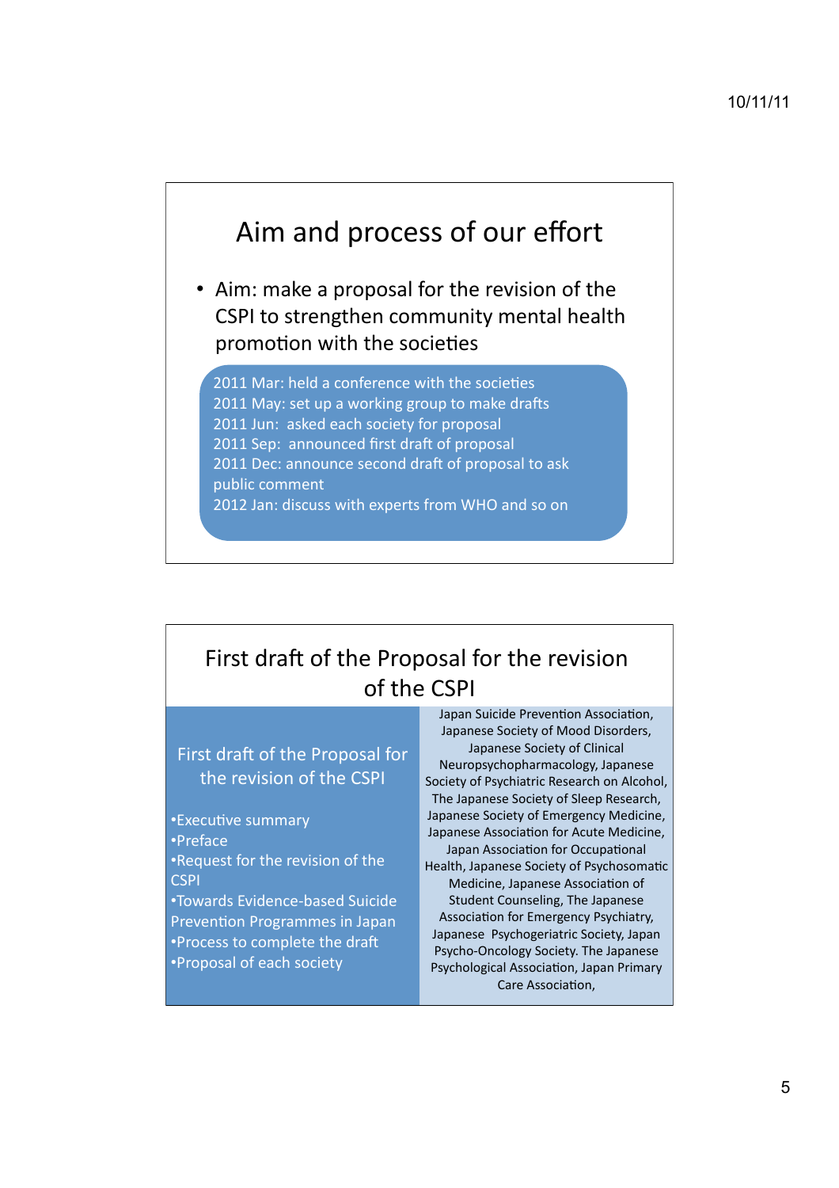## Aim and process of our effort

- Aim: make a proposal for the revision of the CSPI to strengthen community mental health promotion with the societies

2011 Mar: held a conference with the societies
2011 May: set up a working group to make drafts
2011 Jun: asked each society for proposal
2011 Sep: announced first draft of proposal
2011 Dec: announce second draft of proposal to ask public comment
2012 Jan: discuss with experts from WHO and so on

## First draft of the Proposal for the revision of the CSPI

First draft of the Proposal for the revision of the CSPI

- Executive summary
- Preface
- Request for the revision of the CSPI
- Towards Evidence-based Suicide Prevention Programmes in Japan
- Process to complete the draft
- Proposal of each society

Japan Suicide Prevention Association, Japanese Society of Mood Disorders, Japanese Society of Clinical Neuropsychopharmacology, Japanese Society of Psychiatric Research on Alcohol, The Japanese Society of Sleep Research, Japanese Society of Emergency Medicine, Japanese Association for Acute Medicine, Japan Association for Occupational Health, Japanese Society of Psychosomatic Medicine, Japanese Association of Student Counseling, The Japanese Association for Emergency Psychiatry, Japanese Psychogeriatric Society, Japan Psycho-Oncology Society. The Japanese Psychological Association, Japan Primary Care Association,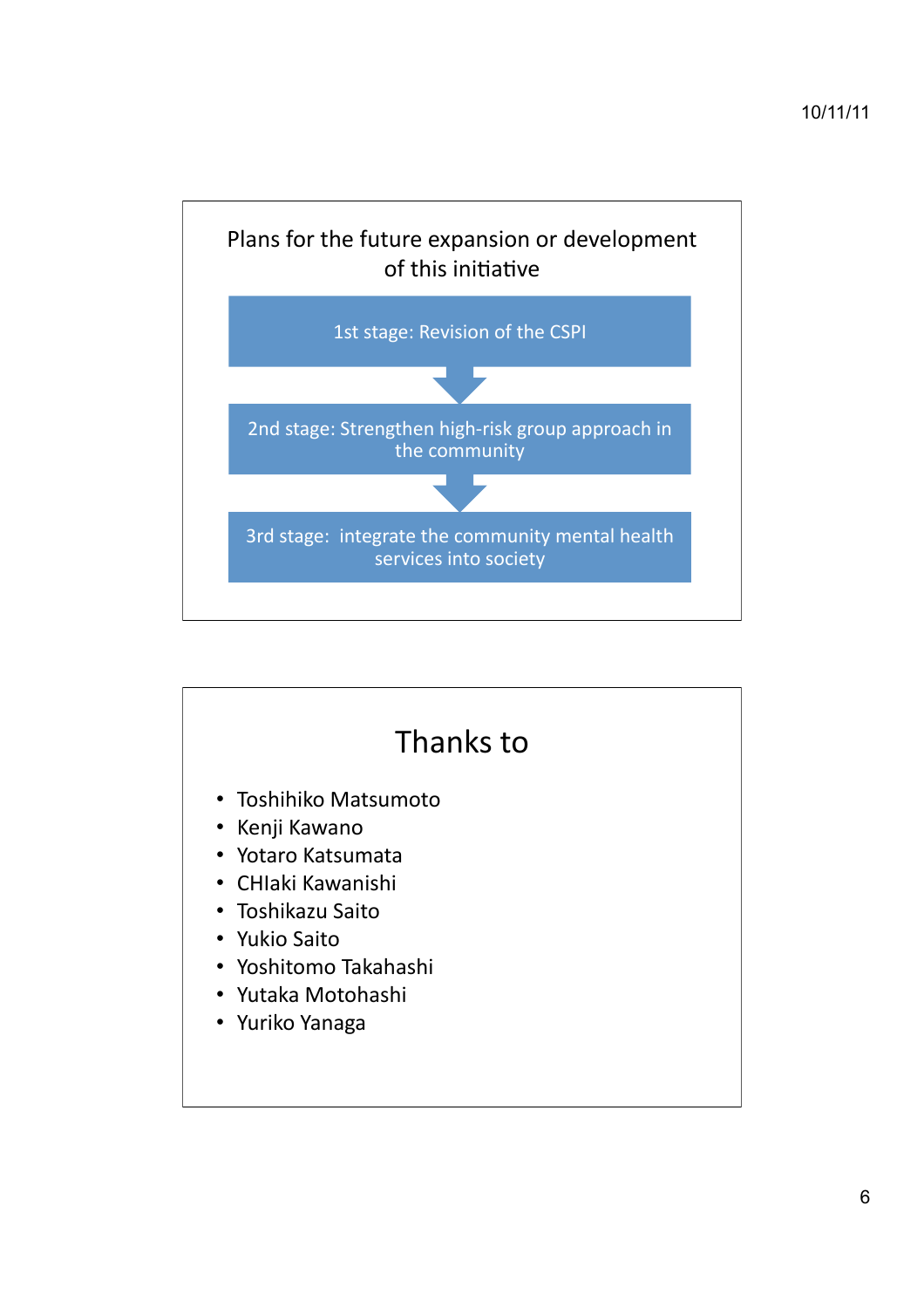## Plans for the future expansion or development of this initiative

1st stage: Revision of the CSPI

2nd stage: Strengthen high-risk group approach in the community

3rd stage: integrate the community mental health services into society

## Thanks to

- Toshihiko Matsumoto
- Kenji Kawano
- Yotaro Katsumata
- CHIaki Kawanishi
- Toshikazu Saito
- Yukio Saito
- Yoshitomo Takahashi
- Yutaka Motohashi
- Yuriko Yanaga